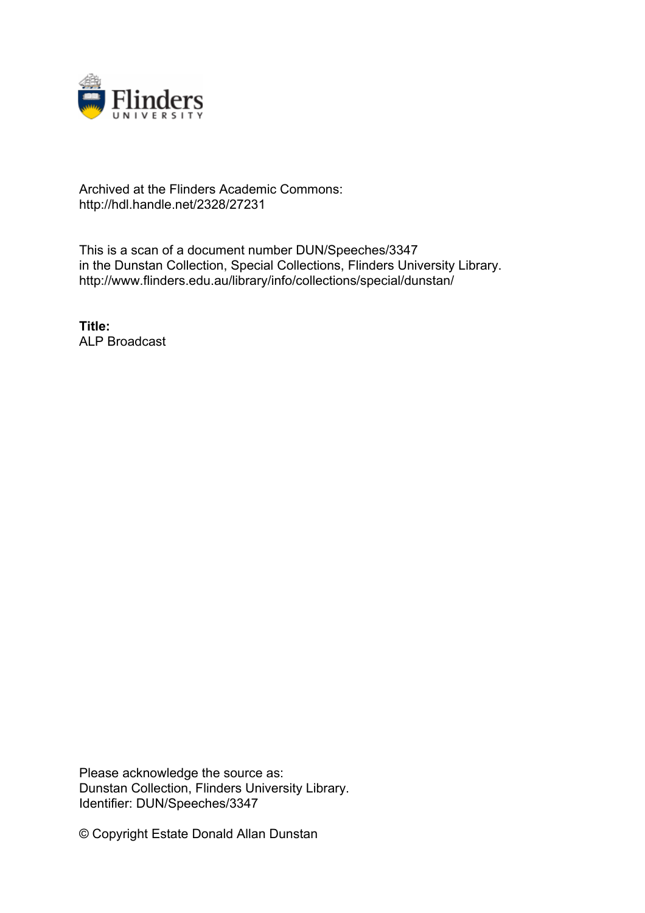Archived at the Flinders Academic Commons:
http://hdl.handle.net/2328/27231

This is a scan of a document number DUN/Speeches/3347
in the Dunstan Collection, Special Collections, Flinders University Library.
http://www.flinders.edu.au/library/info/collections/special/dunstan/

**Title:**
ALP Broadcast

Please acknowledge the source as:
Dunstan Collection, Flinders University Library.
Identifier: DUN/Speeches/3347

© Copyright Estate Donald Allan Dunstan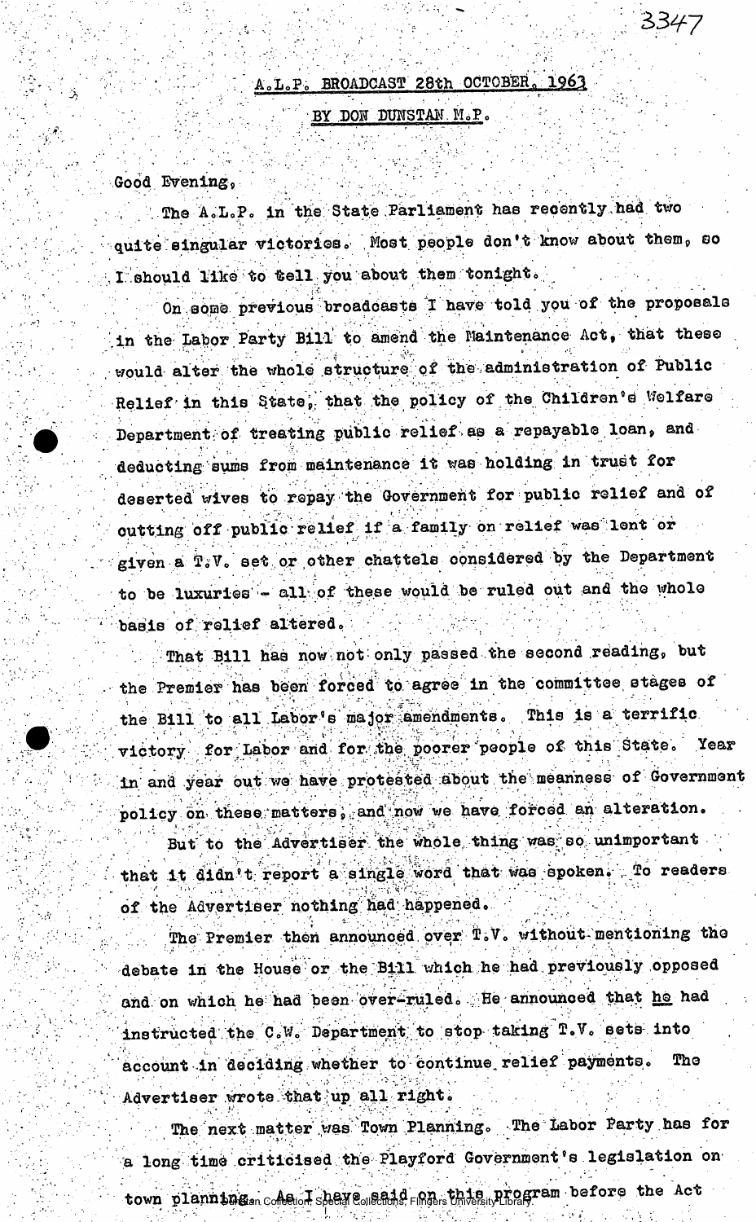A.L.P. BROADCAST 28th OCTOBER, 1963

BY DON DUNSTAN M.P.

Good Evening,

The A.L.P. in the State Parliament has recently had two quite singular victories. Most people don't know about them, so I should like to tell you about them tonight.

On some previous broadcasts I have told you of the proposals in the Labor Party Bill to amend the Maintenance Act, that these would alter the whole structure of the administration of Public Relief in this State, that the policy of the Children's Welfare Department of treating public relief as a repayable loan, and deducting sums from maintenance it was holding in trust for deserted wives to repay the Government for public relief and of cutting off public relief if a family on relief was lent or given a T.V. set or other chattels considered by the Department to be luxuries - all of these would be ruled out and the whole basis of relief altered.

That Bill has now not only passed the second reading, but the Premier has been forced to agree in the committee stages of the Bill to all Labor's major amendments. This is a terrific victory for Labor and for the poorer people of this State. Year in and year out we have protested about the meanness of Government policy on these matters, and now we have forced an alteration.

But to the Advertiser the whole thing was so unimportant that it didn't report a single word that was spoken. To readers of the Advertiser nothing had happened.

The Premier then announced over T.V. without mentioning the debate in the House or the Bill which he had previously opposed and on which he had been over-ruled. He announced that he had instructed the C.W. Department to stop taking T.V. sets into account in deciding whether to continue relief payments. The Advertiser wrote that up all right.

The next matter was Town Planning. The Labor Party has for a long time criticised the Playford Government's legislation on town planning. As I have said on this program before the Act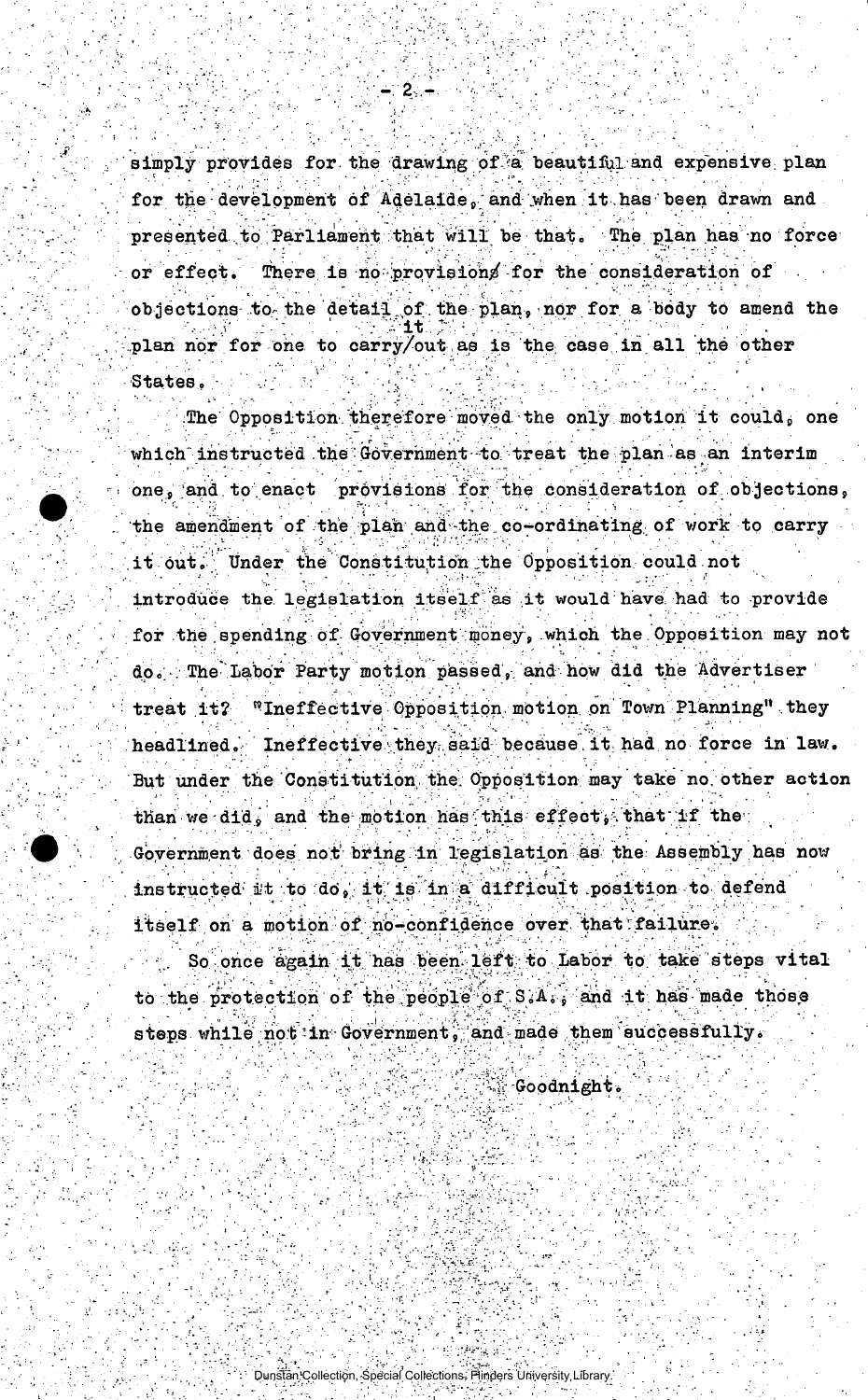simply provides for the drawing of a beautiful and expensive plan for the development of Adelaide, and when it has been drawn and presented to Parliament that will be that. The plan has no force or effect. There is no provision for the consideration of objections to the detail of the plan, nor for a body to amend the plan nor for one to carry it out as is the case in all the other States.

The Opposition therefore moved the only motion it could, one which instructed the Government to treat the plan as an interim one, and to enact provisions for the consideration of objections, the amendment of the plan and the co-ordinating of work to carry it out. Under the Constitution the Opposition could not introduce the legislation itself as it would have had to provide for the spending of Government money, which the Opposition may not do. The Labor Party motion passed, and how did the Advertiser treat it? "Ineffective Opposition motion on Town Planning" they headlined. Ineffective they said because it had no force in law. But under the Constitution the Opposition may take no other action than we did, and the motion has this effect, that if the Government does not bring in legislation as the Assembly has now instructed it to do, it is in a difficult position to defend itself on a motion of no-confidence over that failure.

So once again it has been left to Labor to take steps vital to the protection of the people of S.A., and it has made those steps while not in Government, and made them successfully.

Goodnight.

Dunstan Collection, Special Collections, Flinders University Library.